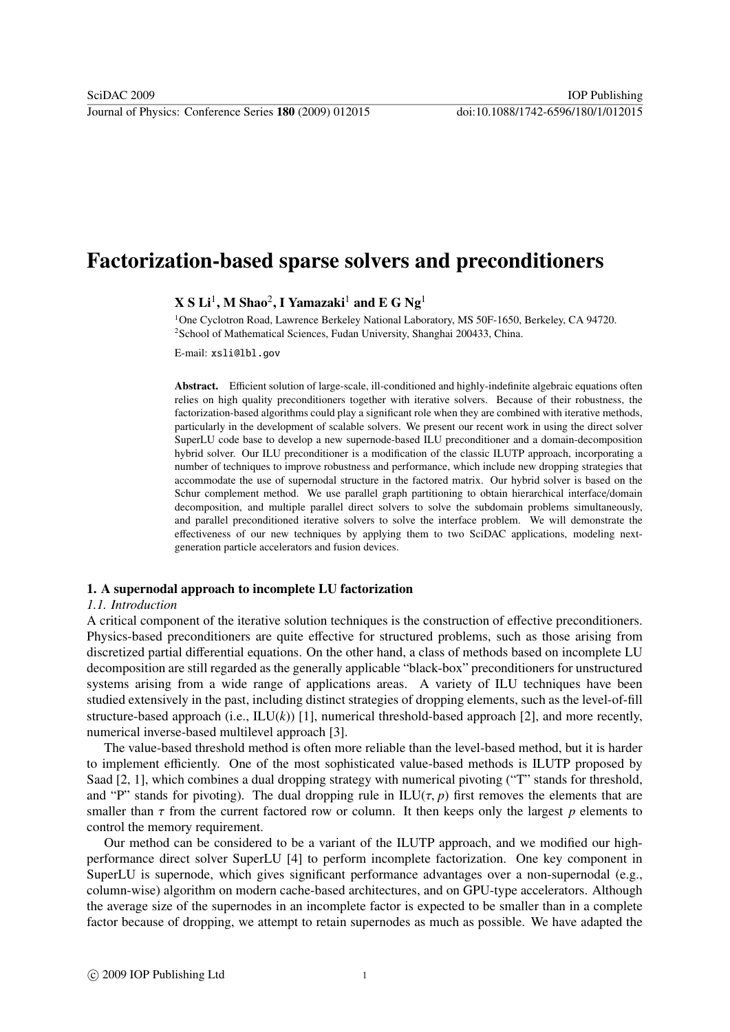# Factorization-based sparse solvers and preconditioners

**X S Li**[1], **M Shao**[2], **I Yamazaki**[1] **and E G Ng**[1]

[1]One Cyclotron Road, Lawrence Berkeley National Laboratory, MS 50F-1650, Berkeley, CA 94720.
[2]School of Mathematical Sciences, Fudan University, Shanghai 200433, China.

E-mail: xsli@lbl.gov

**Abstract.** Efficient solution of large-scale, ill-conditioned and highly-indefinite algebraic equations often relies on high quality preconditioners together with iterative solvers. Because of their robustness, the factorization-based algorithms could play a significant role when they are combined with iterative methods, particularly in the development of scalable solvers. We present our recent work in using the direct solver SuperLU code base to develop a new supernode-based ILU preconditioner and a domain-decomposition hybrid solver. Our ILU preconditioner is a modification of the classic ILUTP approach, incorporating a number of techniques to improve robustness and performance, which include new dropping strategies that accommodate the use of supernodal structure in the factored matrix. Our hybrid solver is based on the Schur complement method. We use parallel graph partitioning to obtain hierarchical interface/domain decomposition, and multiple parallel direct solvers to solve the subdomain problems simultaneously, and parallel preconditioned iterative solvers to solve the interface problem. We will demonstrate the effectiveness of our new techniques by applying them to two SciDAC applications, modeling next-generation particle accelerators and fusion devices.

## 1. A supernodal approach to incomplete LU factorization

### *1.1. Introduction*

A critical component of the iterative solution techniques is the construction of effective preconditioners. Physics-based preconditioners are quite effective for structured problems, such as those arising from discretized partial differential equations. On the other hand, a class of methods based on incomplete LU decomposition are still regarded as the generally applicable "black-box" preconditioners for unstructured systems arising from a wide range of applications areas. A variety of ILU techniques have been studied extensively in the past, including distinct strategies of dropping elements, such as the level-of-fill structure-based approach (i.e., ILU($k$)) [1], numerical threshold-based approach [2], and more recently, numerical inverse-based multilevel approach [3].

The value-based threshold method is often more reliable than the level-based method, but it is harder to implement efficiently. One of the most sophisticated value-based methods is ILUTP proposed by Saad [2, 1], which combines a dual dropping strategy with numerical pivoting ("T" stands for threshold, and "P" stands for pivoting). The dual dropping rule in ILU($\tau, p$) first removes the elements that are smaller than $\tau$ from the current factored row or column. It then keeps only the largest $p$ elements to control the memory requirement.

Our method can be considered to be a variant of the ILUTP approach, and we modified our high-performance direct solver SuperLU [4] to perform incomplete factorization. One key component in SuperLU is supernode, which gives significant performance advantages over a non-supernodal (e.g., column-wise) algorithm on modern cache-based architectures, and on GPU-type accelerators. Although the average size of the supernodes in an incomplete factor is expected to be smaller than in a complete factor because of dropping, we attempt to retain supernodes as much as possible. We have adapted the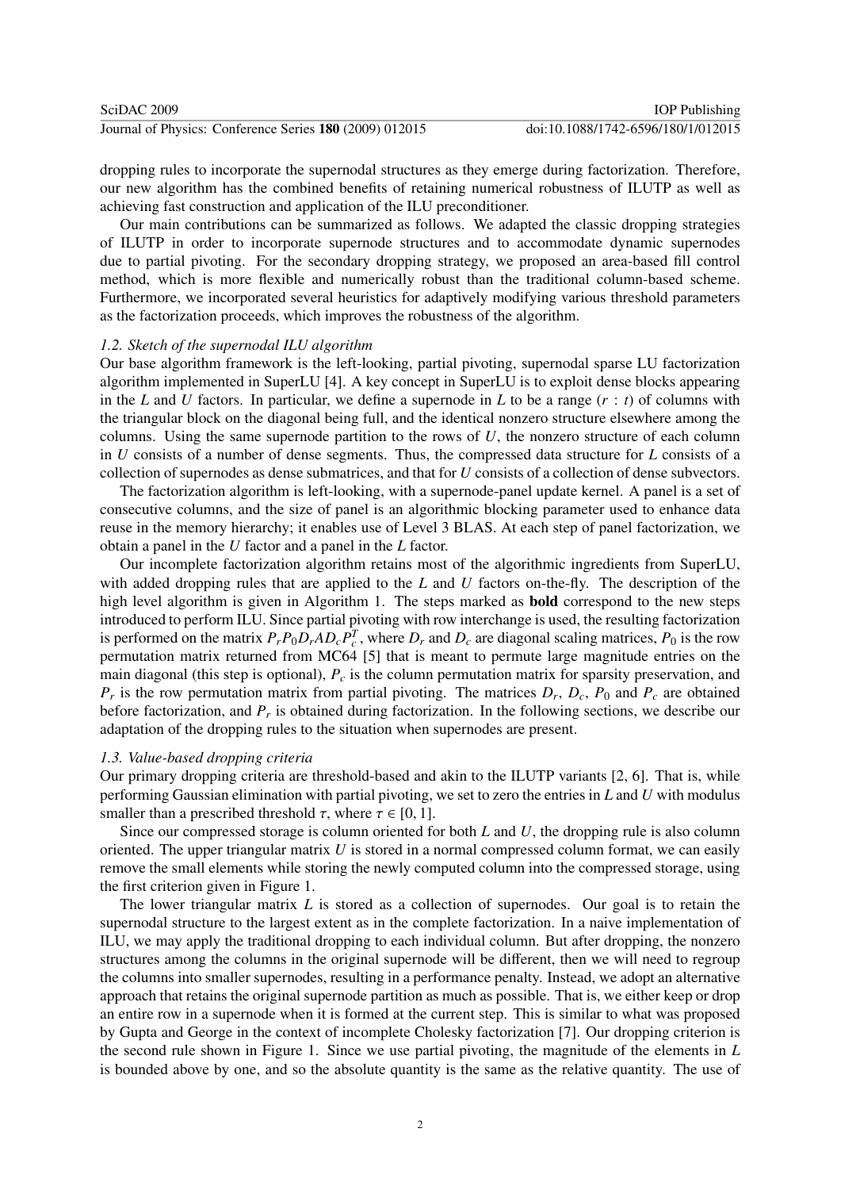dropping rules to incorporate the supernodal structures as they emerge during factorization. Therefore, our new algorithm has the combined benefits of retaining numerical robustness of ILUTP as well as achieving fast construction and application of the ILU preconditioner.

Our main contributions can be summarized as follows. We adapted the classic dropping strategies of ILUTP in order to incorporate supernode structures and to accommodate dynamic supernodes due to partial pivoting. For the secondary dropping strategy, we proposed an area-based fill control method, which is more flexible and numerically robust than the traditional column-based scheme. Furthermore, we incorporated several heuristics for adaptively modifying various threshold parameters as the factorization proceeds, which improves the robustness of the algorithm.

### *1.2. Sketch of the supernodal ILU algorithm*

Our base algorithm framework is the left-looking, partial pivoting, supernodal sparse LU factorization algorithm implemented in SuperLU [4]. A key concept in SuperLU is to exploit dense blocks appearing in the $L$ and $U$ factors. In particular, we define a supernode in $L$ to be a range $(r : t)$ of columns with the triangular block on the diagonal being full, and the identical nonzero structure elsewhere among the columns. Using the same supernode partition to the rows of $U$, the nonzero structure of each column in $U$ consists of a number of dense segments. Thus, the compressed data structure for $L$ consists of a collection of supernodes as dense submatrices, and that for $U$ consists of a collection of dense subvectors.

The factorization algorithm is left-looking, with a supernode-panel update kernel. A panel is a set of consecutive columns, and the size of panel is an algorithmic blocking parameter used to enhance data reuse in the memory hierarchy; it enables use of Level 3 BLAS. At each step of panel factorization, we obtain a panel in the $U$ factor and a panel in the $L$ factor.

Our incomplete factorization algorithm retains most of the algorithmic ingredients from SuperLU, with added dropping rules that are applied to the $L$ and $U$ factors on-the-fly. The description of the high level algorithm is given in Algorithm 1. The steps marked as **bold** correspond to the new steps introduced to perform ILU. Since partial pivoting with row interchange is used, the resulting factorization is performed on the matrix $P_r P_0 D_r A D_c P_c^T$, where $D_r$ and $D_c$ are diagonal scaling matrices, $P_0$ is the row permutation matrix returned from MC64 [5] that is meant to permute large magnitude entries on the main diagonal (this step is optional), $P_c$ is the column permutation matrix for sparsity preservation, and $P_r$ is the row permutation matrix from partial pivoting. The matrices $D_r$, $D_c$, $P_0$ and $P_c$ are obtained before factorization, and $P_r$ is obtained during factorization. In the following sections, we describe our adaptation of the dropping rules to the situation when supernodes are present.

### *1.3. Value-based dropping criteria*

Our primary dropping criteria are threshold-based and akin to the ILUTP variants [2, 6]. That is, while performing Gaussian elimination with partial pivoting, we set to zero the entries in $L$ and $U$ with modulus smaller than a prescribed threshold $\tau$, where $\tau \in [0, 1]$.

Since our compressed storage is column oriented for both $L$ and $U$, the dropping rule is also column oriented. The upper triangular matrix $U$ is stored in a normal compressed column format, we can easily remove the small elements while storing the newly computed column into the compressed storage, using the first criterion given in Figure 1.

The lower triangular matrix $L$ is stored as a collection of supernodes. Our goal is to retain the supernodal structure to the largest extent as in the complete factorization. In a naive implementation of ILU, we may apply the traditional dropping to each individual column. But after dropping, the nonzero structures among the columns in the original supernode will be different, then we will need to regroup the columns into smaller supernodes, resulting in a performance penalty. Instead, we adopt an alternative approach that retains the original supernode partition as much as possible. That is, we either keep or drop an entire row in a supernode when it is formed at the current step. This is similar to what was proposed by Gupta and George in the context of incomplete Cholesky factorization [7]. Our dropping criterion is the second rule shown in Figure 1. Since we use partial pivoting, the magnitude of the elements in $L$ is bounded above by one, and so the absolute quantity is the same as the relative quantity. The use of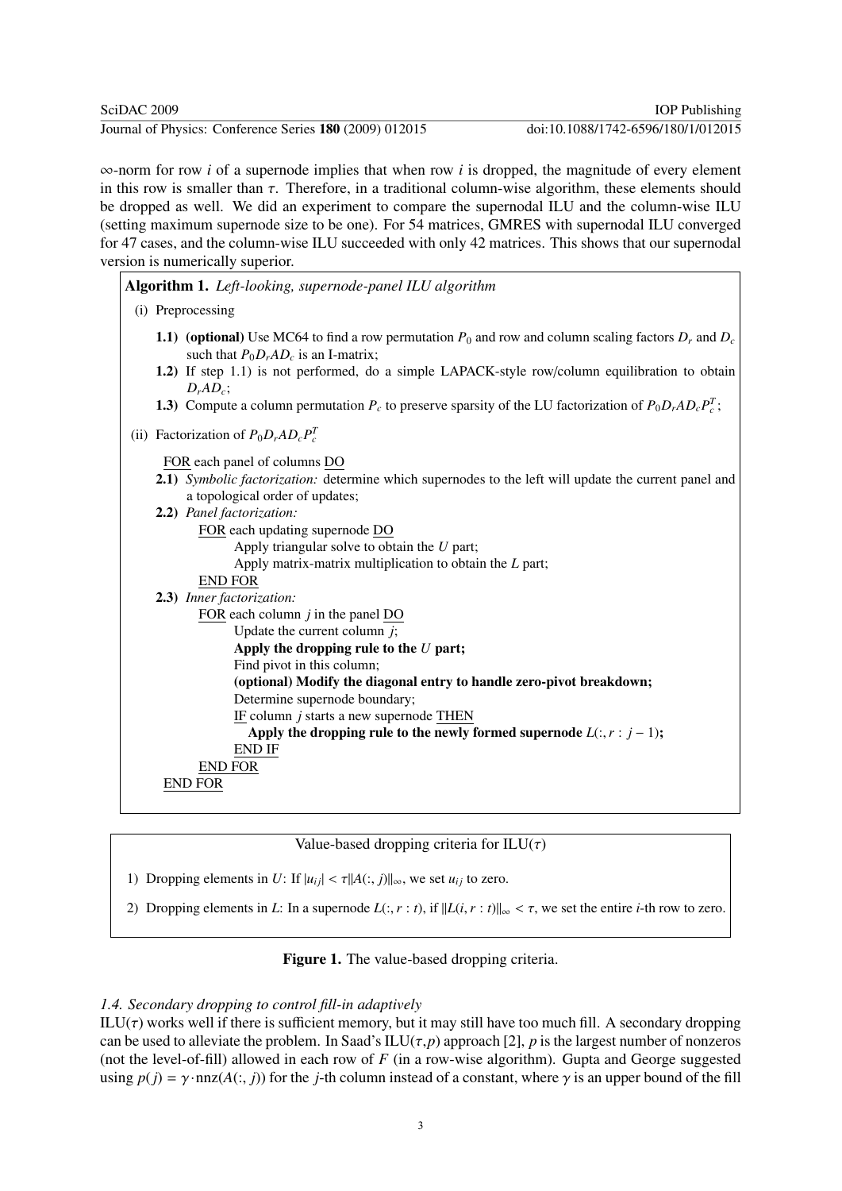$\infty$-norm for row $i$ of a supernode implies that when row $i$ is dropped, the magnitude of every element in this row is smaller than $\tau$. Therefore, in a traditional column-wise algorithm, these elements should be dropped as well. We did an experiment to compare the supernodal ILU and the column-wise ILU (setting maximum supernode size to be one). For 54 matrices, GMRES with supernodal ILU converged for 47 cases, and the column-wise ILU succeeded with only 42 matrices. This shows that our supernodal version is numerically superior.

**Algorithm 1.** *Left-looking, supernode-panel ILU algorithm*

(i) Preprocessing

- **1.1)** **(optional)** Use MC64 to find a row permutation $P_0$ and row and column scaling factors $D_r$ and $D_c$ such that $P_0 D_r A D_c$ is an I-matrix;
- **1.2)** If step 1.1) is not performed, do a simple LAPACK-style row/column equilibration to obtain $D_r A D_c$;
- **1.3)** Compute a column permutation $P_c$ to preserve sparsity of the LU factorization of $P_0 D_r A D_c P_c^T$;

(ii) Factorization of $P_0 D_r A D_c P_c^T$

```
FOR each panel of columns DO
2.1) Symbolic factorization: determine which supernodes to the left will update the current panel and
     a topological order of updates;
2.2) Panel factorization:
       FOR each updating supernode DO
           Apply triangular solve to obtain the U part;
           Apply matrix-matrix multiplication to obtain the L part;
       END FOR
2.3) Inner factorization:
       FOR each column j in the panel DO
           Update the current column j;
           Apply the dropping rule to the U part;
           Find pivot in this column;
           (optional) Modify the diagonal entry to handle zero-pivot breakdown;
           Determine supernode boundary;
           IF column j starts a new supernode THEN
              Apply the dropping rule to the newly formed supernode L(:, r : j − 1);
           END IF
       END FOR
END FOR
```

Value-based dropping criteria for ILU($\tau$)

1) Dropping elements in $U$: If $|u_{ij}| < \tau \|A(:, j)\|_\infty$, we set $u_{ij}$ to zero.

2) Dropping elements in $L$: In a supernode $L(:, r : t)$, if $\|L(i, r : t)\|_\infty < \tau$, we set the entire $i$-th row to zero.

**Figure 1.** The value-based dropping criteria.

### *1.4. Secondary dropping to control fill-in adaptively*

ILU($\tau$) works well if there is sufficient memory, but it may still have too much fill. A secondary dropping can be used to alleviate the problem. In Saad's ILU($\tau$,$p$) approach [2], $p$ is the largest number of nonzeros (not the level-of-fill) allowed in each row of $F$ (in a row-wise algorithm). Gupta and George suggested using $p(j) = \gamma \cdot \text{nnz}(A(:, j))$ for the $j$-th column instead of a constant, where $\gamma$ is an upper bound of the fill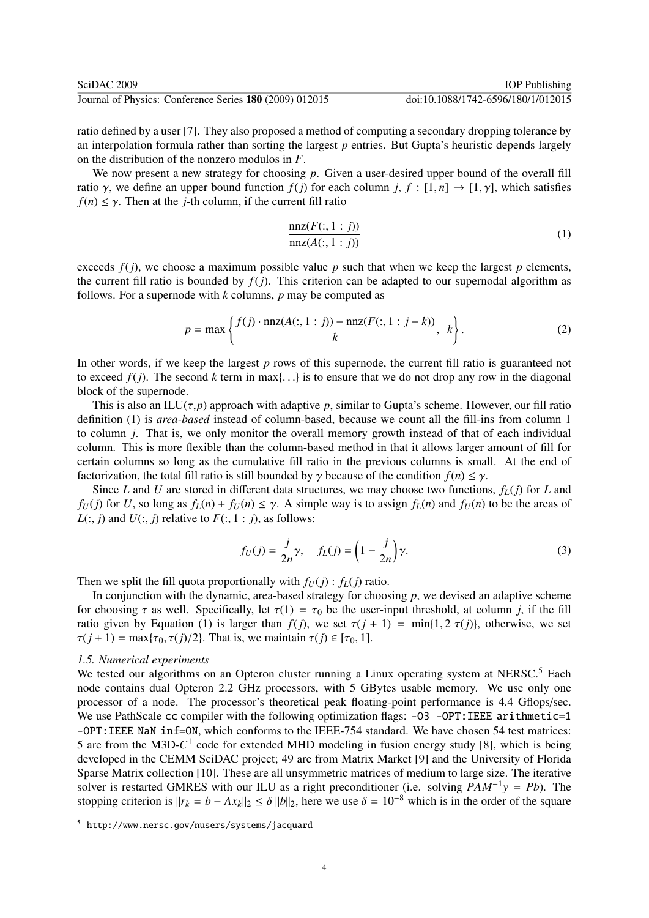ratio defined by a user [7]. They also proposed a method of computing a secondary dropping tolerance by an interpolation formula rather than sorting the largest $p$ entries. But Gupta's heuristic depends largely on the distribution of the nonzero modulos in $F$.

We now present a new strategy for choosing $p$. Given a user-desired upper bound of the overall fill ratio $\gamma$, we define an upper bound function $f(j)$ for each column $j$, $f : [1, n] \to [1, \gamma]$, which satisfies $f(n) \leq \gamma$. Then at the $j$-th column, if the current fill ratio

$$\frac{\text{nnz}(F(:, 1 : j))}{\text{nnz}(A(:, 1 : j))} \tag{1}$$

exceeds $f(j)$, we choose a maximum possible value $p$ such that when we keep the largest $p$ elements, the current fill ratio is bounded by $f(j)$. This criterion can be adapted to our supernodal algorithm as follows. For a supernode with $k$ columns, $p$ may be computed as

$$p = \max\left\{\frac{f(j) \cdot \text{nnz}(A(:, 1 : j)) - \text{nnz}(F(:, 1 : j-k))}{k}, \ k\right\}. \tag{2}$$

In other words, if we keep the largest $p$ rows of this supernode, the current fill ratio is guaranteed not to exceed $f(j)$. The second $k$ term in $\max\{\ldots\}$ is to ensure that we do not drop any row in the diagonal block of the supernode.

This is also an ILU($\tau$,$p$) approach with adaptive $p$, similar to Gupta's scheme. However, our fill ratio definition (1) is *area-based* instead of column-based, because we count all the fill-ins from column 1 to column $j$. That is, we only monitor the overall memory growth instead of that of each individual column. This is more flexible than the column-based method in that it allows larger amount of fill for certain columns so long as the cumulative fill ratio in the previous columns is small. At the end of factorization, the total fill ratio is still bounded by $\gamma$ because of the condition $f(n) \leq \gamma$.

Since $L$ and $U$ are stored in different data structures, we may choose two functions, $f_L(j)$ for $L$ and $f_U(j)$ for $U$, so long as $f_L(n) + f_U(n) \leq \gamma$. A simple way is to assign $f_L(n)$ and $f_U(n)$ to be the areas of $L(:, j)$ and $U(:, j)$ relative to $F(:, 1 : j)$, as follows:

$$f_U(j) = \frac{j}{2n}\gamma, \quad f_L(j) = \left(1 - \frac{j}{2n}\right)\gamma. \tag{3}$$

Then we split the fill quota proportionally with $f_U(j) : f_L(j)$ ratio.

In conjunction with the dynamic, area-based strategy for choosing $p$, we devised an adaptive scheme for choosing $\tau$ as well. Specifically, let $\tau(1) = \tau_0$ be the user-input threshold, at column $j$, if the fill ratio given by Equation (1) is larger than $f(j)$, we set $\tau(j + 1) = \min\{1, 2\ \tau(j)\}$, otherwise, we set $\tau(j + 1) = \max\{\tau_0, \tau(j)/2\}$. That is, we maintain $\tau(j) \in [\tau_0, 1]$.

### *1.5. Numerical experiments*

We tested our algorithms on an Opteron cluster running a Linux operating system at NERSC.[5] Each node contains dual Opteron 2.2 GHz processors, with 5 GBytes usable memory. We use only one processor of a node. The processor's theoretical peak floating-point performance is 4.4 Gflops/sec. We use PathScale `cc` compiler with the following optimization flags: `-O3 -OPT:IEEE_arithmetic=1 -OPT:IEEE_NaN_inf=ON`, which conforms to the IEEE-754 standard. We have chosen 54 test matrices: 5 are from the M3D-$C^1$ code for extended MHD modeling in fusion energy study [8], which is being developed in the CEMM SciDAC project; 49 are from Matrix Market [9] and the University of Florida Sparse Matrix collection [10]. These are all unsymmetric matrices of medium to large size. The iterative solver is restarted GMRES with our ILU as a right preconditioner (i.e. solving $PAM^{-1}y = Pb$). The stopping criterion is $\|r_k = b - Ax_k\|_2 \leq \delta\, \|b\|_2$, here we use $\delta = 10^{-8}$ which is in the order of the square

[5] `http://www.nersc.gov/nusers/systems/jacquard`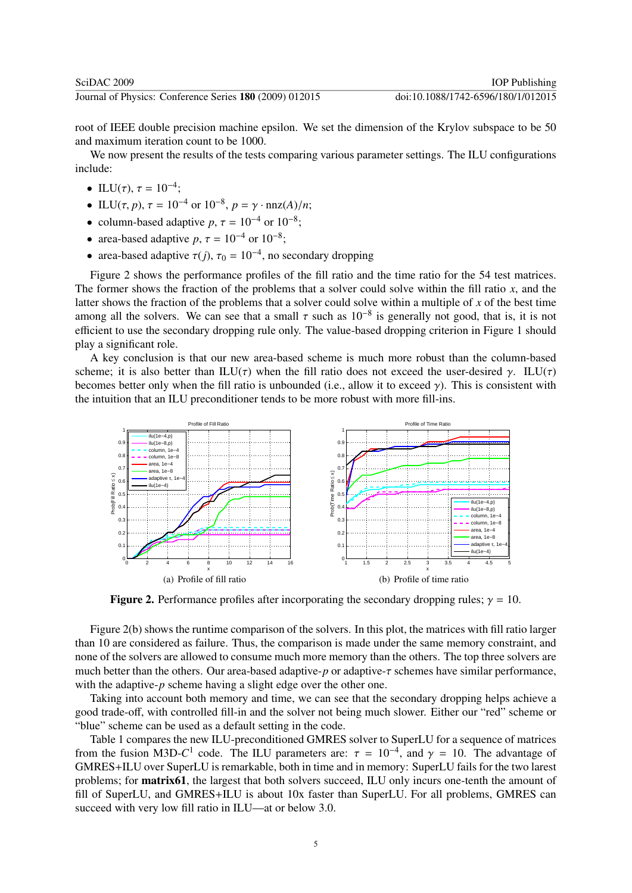root of IEEE double precision machine epsilon. We set the dimension of the Krylov subspace to be 50 and maximum iteration count to be 1000.

We now present the results of the tests comparing various parameter settings. The ILU configurations include:

- ILU($\tau$), $\tau = 10^{-4}$;
- ILU($\tau, p$), $\tau = 10^{-4}$ or $10^{-8}$, $p = \gamma \cdot \text{nnz}(A)/n$;
- column-based adaptive $p$, $\tau = 10^{-4}$ or $10^{-8}$;
- area-based adaptive $p$, $\tau = 10^{-4}$ or $10^{-8}$;
- area-based adaptive $\tau(j)$, $\tau_0 = 10^{-4}$, no secondary dropping

Figure 2 shows the performance profiles of the fill ratio and the time ratio for the 54 test matrices. The former shows the fraction of the problems that a solver could solve within the fill ratio $x$, and the latter shows the fraction of the problems that a solver could solve within a multiple of $x$ of the best time among all the solvers. We can see that a small $\tau$ such as $10^{-8}$ is generally not good, that is, it is not efficient to use the secondary dropping rule only. The value-based dropping criterion in Figure 1 should play a significant role.

A key conclusion is that our new area-based scheme is much more robust than the column-based scheme; it is also better than ILU($\tau$) when the fill ratio does not exceed the user-desired $\gamma$. ILU($\tau$) becomes better only when the fill ratio is unbounded (i.e., allow it to exceed $\gamma$). This is consistent with the intuition that an ILU preconditioner tends to be more robust with more fill-ins.

(a) Profile of fill ratio

(b) Profile of time ratio

**Figure 2.** Performance profiles after incorporating the secondary dropping rules; $\gamma = 10$.

Figure 2(b) shows the runtime comparison of the solvers. In this plot, the matrices with fill ratio larger than 10 are considered as failure. Thus, the comparison is made under the same memory constraint, and none of the solvers are allowed to consume much more memory than the others. The top three solvers are much better than the others. Our area-based adaptive-$p$ or adaptive-$\tau$ schemes have similar performance, with the adaptive-$p$ scheme having a slight edge over the other one.

Taking into account both memory and time, we can see that the secondary dropping helps achieve a good trade-off, with controlled fill-in and the solver not being much slower. Either our "red" scheme or "blue" scheme can be used as a default setting in the code.

Table 1 compares the new ILU-preconditioned GMRES solver to SuperLU for a sequence of matrices from the fusion M3D-$C^1$ code. The ILU parameters are: $\tau = 10^{-4}$, and $\gamma = 10$. The advantage of GMRES+ILU over SuperLU is remarkable, both in time and in memory: SuperLU fails for the two larest problems; for **matrix61**, the largest that both solvers succeed, ILU only incurs one-tenth the amount of fill of SuperLU, and GMRES+ILU is about 10x faster than SuperLU. For all problems, GMRES can succeed with very low fill ratio in ILU—at or below 3.0.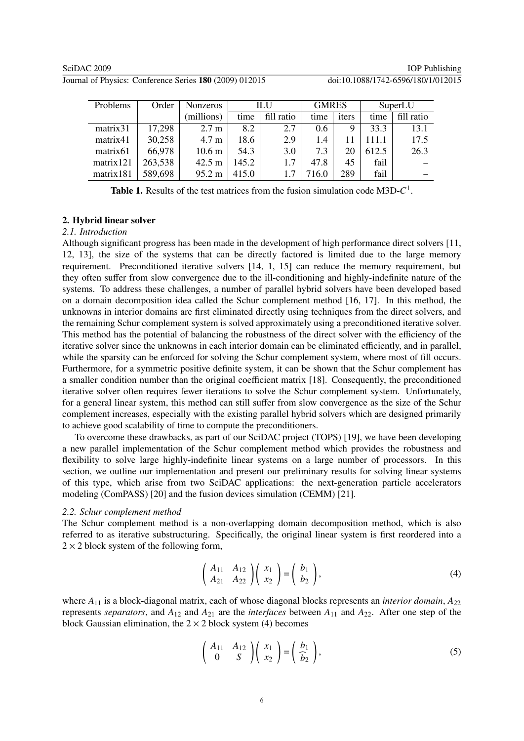| Problems | Order | Nonzeros | ILU | | GMRES | | SuperLU | |
|---|---|---|---|---|---|---|---|---|
| | | (millions) | time | fill ratio | time | iters | time | fill ratio |
| matrix31 | 17,298 | 2.7 m | 8.2 | 2.7 | 0.6 | 9 | 33.3 | 13.1 |
| matrix41 | 30,258 | 4.7 m | 18.6 | 2.9 | 1.4 | 11 | 111.1 | 17.5 |
| matrix61 | 66,978 | 10.6 m | 54.3 | 3.0 | 7.3 | 20 | 612.5 | 26.3 |
| matrix121 | 263,538 | 42.5 m | 145.2 | 1.7 | 47.8 | 45 | fail | – |
| matrix181 | 589,698 | 95.2 m | 415.0 | 1.7 | 716.0 | 289 | fail | – |

**Table 1.** Results of the test matrices from the fusion simulation code M3D-$C^1$.

## 2. Hybrid linear solver

### 2.1. Introduction

Although significant progress has been made in the development of high performance direct solvers [11, 12, 13], the size of the systems that can be directly factored is limited due to the large memory requirement. Preconditioned iterative solvers [14, 1, 15] can reduce the memory requirement, but they often suffer from slow convergence due to the ill-conditioning and highly-indefinite nature of the systems. To address these challenges, a number of parallel hybrid solvers have been developed based on a domain decomposition idea called the Schur complement method [16, 17]. In this method, the unknowns in interior domains are first eliminated directly using techniques from the direct solvers, and the remaining Schur complement system is solved approximately using a preconditioned iterative solver. This method has the potential of balancing the robustness of the direct solver with the efficiency of the iterative solver since the unknowns in each interior domain can be eliminated efficiently, and in parallel, while the sparsity can be enforced for solving the Schur complement system, where most of fill occurs. Furthermore, for a symmetric positive definite system, it can be shown that the Schur complement has a smaller condition number than the original coefficient matrix [18]. Consequently, the preconditioned iterative solver often requires fewer iterations to solve the Schur complement system. Unfortunately, for a general linear system, this method can still suffer from slow convergence as the size of the Schur complement increases, especially with the existing parallel hybrid solvers which are designed primarily to achieve good scalability of time to compute the preconditioners.

To overcome these drawbacks, as part of our SciDAC project (TOPS) [19], we have been developing a new parallel implementation of the Schur complement method which provides the robustness and flexibility to solve large highly-indefinite linear systems on a large number of processors. In this section, we outline our implementation and present our preliminary results for solving linear systems of this type, which arise from two SciDAC applications: the next-generation particle accelerators modeling (ComPASS) [20] and the fusion devices simulation (CEMM) [21].

### 2.2. Schur complement method

The Schur complement method is a non-overlapping domain decomposition method, which is also referred to as iterative substructuring. Specifically, the original linear system is first reordered into a $2 \times 2$ block system of the following form,

$$
\begin{pmatrix} A_{11} & A_{12} \\ A_{21} & A_{22} \end{pmatrix} \begin{pmatrix} x_1 \\ x_2 \end{pmatrix} = \begin{pmatrix} b_1 \\ b_2 \end{pmatrix}, \tag{4}
$$

where $A_{11}$ is a block-diagonal matrix, each of whose diagonal blocks represents an *interior domain*, $A_{22}$ represents *separators*, and $A_{12}$ and $A_{21}$ are the *interfaces* between $A_{11}$ and $A_{22}$. After one step of the block Gaussian elimination, the $2 \times 2$ block system (4) becomes

$$
\begin{pmatrix} A_{11} & A_{12} \\ 0 & S \end{pmatrix} \begin{pmatrix} x_1 \\ x_2 \end{pmatrix} = \begin{pmatrix} b_1 \\ \widehat{b_2} \end{pmatrix}, \tag{5}
$$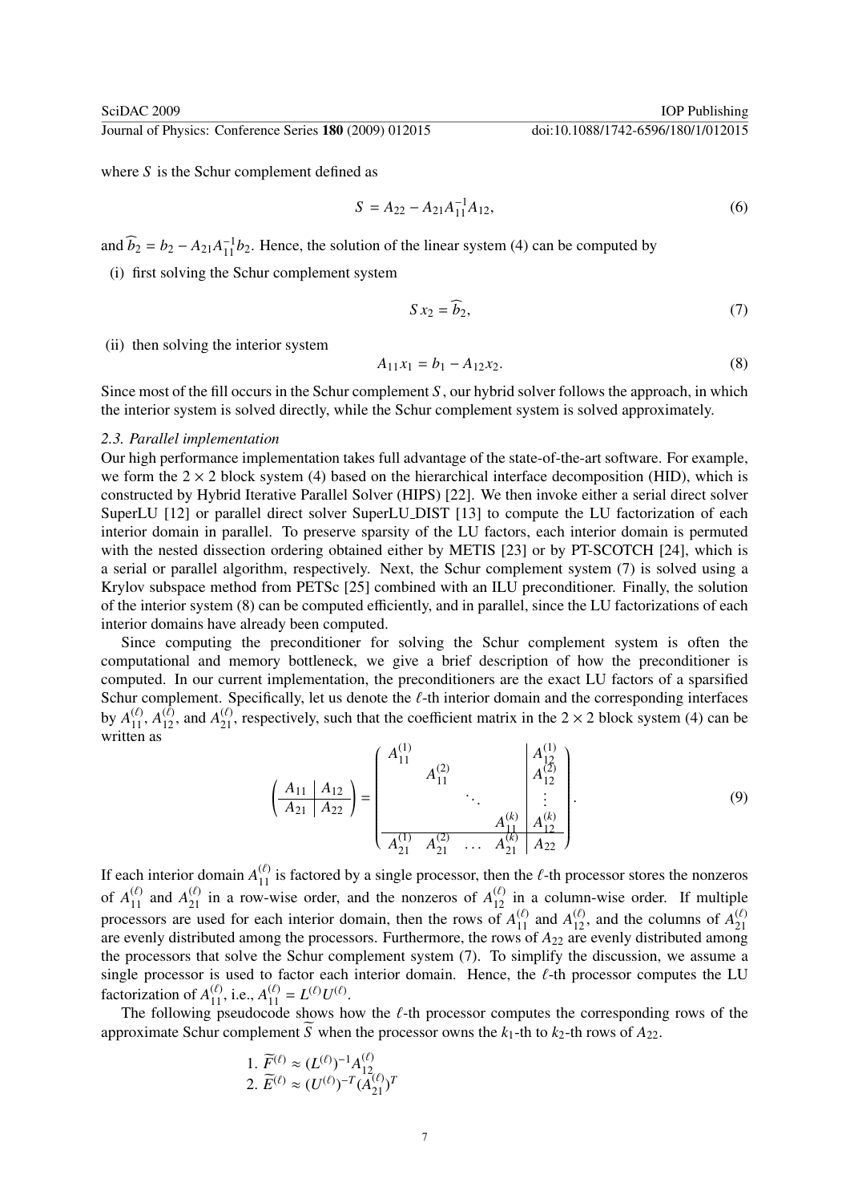where $S$ is the Schur complement defined as

$$S = A_{22} - A_{21}A_{11}^{-1}A_{12}, \tag{6}$$

and $\widehat{b}_2 = b_2 - A_{21}A_{11}^{-1}b_2$. Hence, the solution of the linear system (4) can be computed by

(i) first solving the Schur complement system

$$S\,x_2 = \widehat{b}_2, \tag{7}$$

(ii) then solving the interior system

$$A_{11}x_1 = b_1 - A_{12}x_2. \tag{8}$$

Since most of the fill occurs in the Schur complement $S$, our hybrid solver follows the approach, in which the interior system is solved directly, while the Schur complement system is solved approximately.

### 2.3. Parallel implementation

Our high performance implementation takes full advantage of the state-of-the-art software. For example, we form the $2 \times 2$ block system (4) based on the hierarchical interface decomposition (HID), which is constructed by Hybrid Iterative Parallel Solver (HIPS) [22]. We then invoke either a serial direct solver SuperLU [12] or parallel direct solver SuperLU_DIST [13] to compute the LU factorization of each interior domain in parallel. To preserve sparsity of the LU factors, each interior domain is permuted with the nested dissection ordering obtained either by METIS [23] or by PT-SCOTCH [24], which is a serial or parallel algorithm, respectively. Next, the Schur complement system (7) is solved using a Krylov subspace method from PETSc [25] combined with an ILU preconditioner. Finally, the solution of the interior system (8) can be computed efficiently, and in parallel, since the LU factorizations of each interior domains have already been computed.

Since computing the preconditioner for solving the Schur complement system is often the computational and memory bottleneck, we give a brief description of how the preconditioner is computed. In our current implementation, the preconditioners are the exact LU factors of a sparsified Schur complement. Specifically, let us denote the $\ell$-th interior domain and the corresponding interfaces by $A_{11}^{(\ell)}$, $A_{12}^{(\ell)}$, and $A_{21}^{(\ell)}$, respectively, such that the coefficient matrix in the $2 \times 2$ block system (4) can be written as

$$\left(\begin{array}{c|c} A_{11} & A_{12} \\ \hline A_{21} & A_{22} \end{array}\right) = \left(\begin{array}{cccc|c} A_{11}^{(1)} & & & & A_{12}^{(1)} \\ & A_{11}^{(2)} & & & A_{12}^{(2)} \\ & & \ddots & & \vdots \\ & & & A_{11}^{(k)} & A_{12}^{(k)} \\ \hline A_{21}^{(1)} & A_{21}^{(2)} & \dots & A_{21}^{(k)} & A_{22} \end{array}\right). \tag{9}$$

If each interior domain $A_{11}^{(\ell)}$ is factored by a single processor, then the $\ell$-th processor stores the nonzeros of $A_{11}^{(\ell)}$ and $A_{21}^{(\ell)}$ in a row-wise order, and the nonzeros of $A_{12}^{(\ell)}$ in a column-wise order. If multiple processors are used for each interior domain, then the rows of $A_{11}^{(\ell)}$ and $A_{12}^{(\ell)}$, and the columns of $A_{21}^{(\ell)}$ are evenly distributed among the processors. Furthermore, the rows of $A_{22}$ are evenly distributed among the processors that solve the Schur complement system (7). To simplify the discussion, we assume a single processor is used to factor each interior domain. Hence, the $\ell$-th processor computes the LU factorization of $A_{11}^{(\ell)}$, i.e., $A_{11}^{(\ell)} = L^{(\ell)}U^{(\ell)}$.

The following pseudocode shows how the $\ell$-th processor computes the corresponding rows of the approximate Schur complement $\widetilde{S}$ when the processor owns the $k_1$-th to $k_2$-th rows of $A_{22}$.

1. $\widetilde{F}^{(\ell)} \approx (L^{(\ell)})^{-1}A_{12}^{(\ell)}$
2. $\widetilde{E}^{(\ell)} \approx (U^{(\ell)})^{-T}(A_{21}^{(\ell)})^{T}$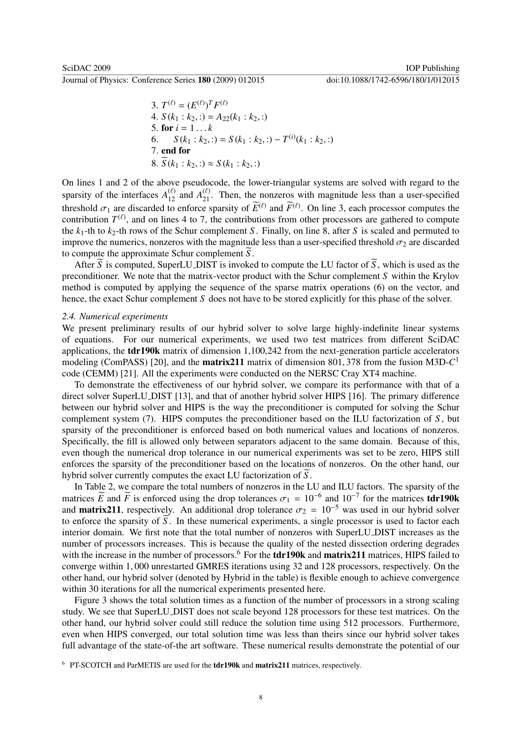3. $T^{(\ell)} = (E^{(\ell)})^T F^{(\ell)}$
4. $S(k_1 : k_2, :) = A_{22}(k_1 : k_2, :)$
5. **for** $i = 1 \dots k$
6. $\quad S(k_1 : k_2, :) = S(k_1 : k_2, :) - T^{(i)}(k_1 : k_2, :)$
7. **end for**
8. $\widetilde{S}(k_1 : k_2, :) \approx S(k_1 : k_2, :)$

On lines 1 and 2 of the above pseudocode, the lower-triangular systems are solved with regard to the sparsity of the interfaces $A_{12}^{(\ell)}$ and $A_{21}^{(\ell)}$. Then, the nonzeros with magnitude less than a user-specified threshold $\sigma_1$ are discarded to enforce sparsity of $\widetilde{E}^{(\ell)}$ and $\widetilde{F}^{(\ell)}$. On line 3, each processor computes the contribution $T^{(\ell)}$, and on lines 4 to 7, the contributions from other processors are gathered to compute the $k_1$-th to $k_2$-th rows of the Schur complement $S$. Finally, on line 8, after $S$ is scaled and permuted to improve the numerics, nonzeros with the magnitude less than a user-specified threshold $\sigma_2$ are discarded to compute the approximate Schur complement $\widetilde{S}$.

After $\widetilde{S}$ is computed, SuperLU_DIST is invoked to compute the LU factor of $\widetilde{S}$, which is used as the preconditioner. We note that the matrix-vector product with the Schur complement $S$ within the Krylov method is computed by applying the sequence of the sparse matrix operations (6) on the vector, and hence, the exact Schur complement $S$ does not have to be stored explicitly for this phase of the solver.

### 2.4. Numerical experiments

We present preliminary results of our hybrid solver to solve large highly-indefinite linear systems of equations. For our numerical experiments, we used two test matrices from different SciDAC applications, the **tdr190k** matrix of dimension 1,100,242 from the next-generation particle accelerators modeling (ComPASS) [20], and the **matrix211** matrix of dimension 801, 378 from the fusion M3D-$C^1$ code (CEMM) [21]. All the experiments were conducted on the NERSC Cray XT4 machine.

To demonstrate the effectiveness of our hybrid solver, we compare its performance with that of a direct solver SuperLU_DIST [13], and that of another hybrid solver HIPS [16]. The primary difference between our hybrid solver and HIPS is the way the preconditioner is computed for solving the Schur complement system (7). HIPS computes the preconditioner based on the ILU factorization of $S$, but sparsity of the preconditioner is enforced based on both numerical values and locations of nonzeros. Specifically, the fill is allowed only between separators adjacent to the same domain. Because of this, even though the numerical drop tolerance in our numerical experiments was set to be zero, HIPS still enforces the sparsity of the preconditioner based on the locations of nonzeros. On the other hand, our hybrid solver currently computes the exact LU factorization of $\widetilde{S}$.

In Table 2, we compare the total numbers of nonzeros in the LU and ILU factors. The sparsity of the matrices $\widetilde{E}$ and $\widetilde{F}$ is enforced using the drop tolerances $\sigma_1 = 10^{-6}$ and $10^{-7}$ for the matrices **tdr190k** and **matrix211**, respectively. An additional drop tolerance $\sigma_2 = 10^{-5}$ was used in our hybrid solver to enforce the sparsity of $\widetilde{S}$. In these numerical experiments, a single processor is used to factor each interior domain. We first note that the total number of nonzeros with SuperLU_DIST increases as the number of processors increases. This is because the quality of the nested dissection ordering degrades with the increase in the number of processors.[6] For the **tdr190k** and **matrix211** matrices, HIPS failed to converge within 1, 000 unrestarted GMRES iterations using 32 and 128 processors, respectively. On the other hand, our hybrid solver (denoted by Hybrid in the table) is flexible enough to achieve convergence within 30 iterations for all the numerical experiments presented here.

Figure 3 shows the total solution times as a function of the number of processors in a strong scaling study. We see that SuperLU_DIST does not scale beyond 128 processors for these test matrices. On the other hand, our hybrid solver could still reduce the solution time using 512 processors. Furthermore, even when HIPS converged, our total solution time was less than theirs since our hybrid solver takes full advantage of the state-of-the art software. These numerical results demonstrate the potential of our

[6] PT-SCOTCH and ParMETIS are used for the **tdr190k** and **matrix211** matrices, respectively.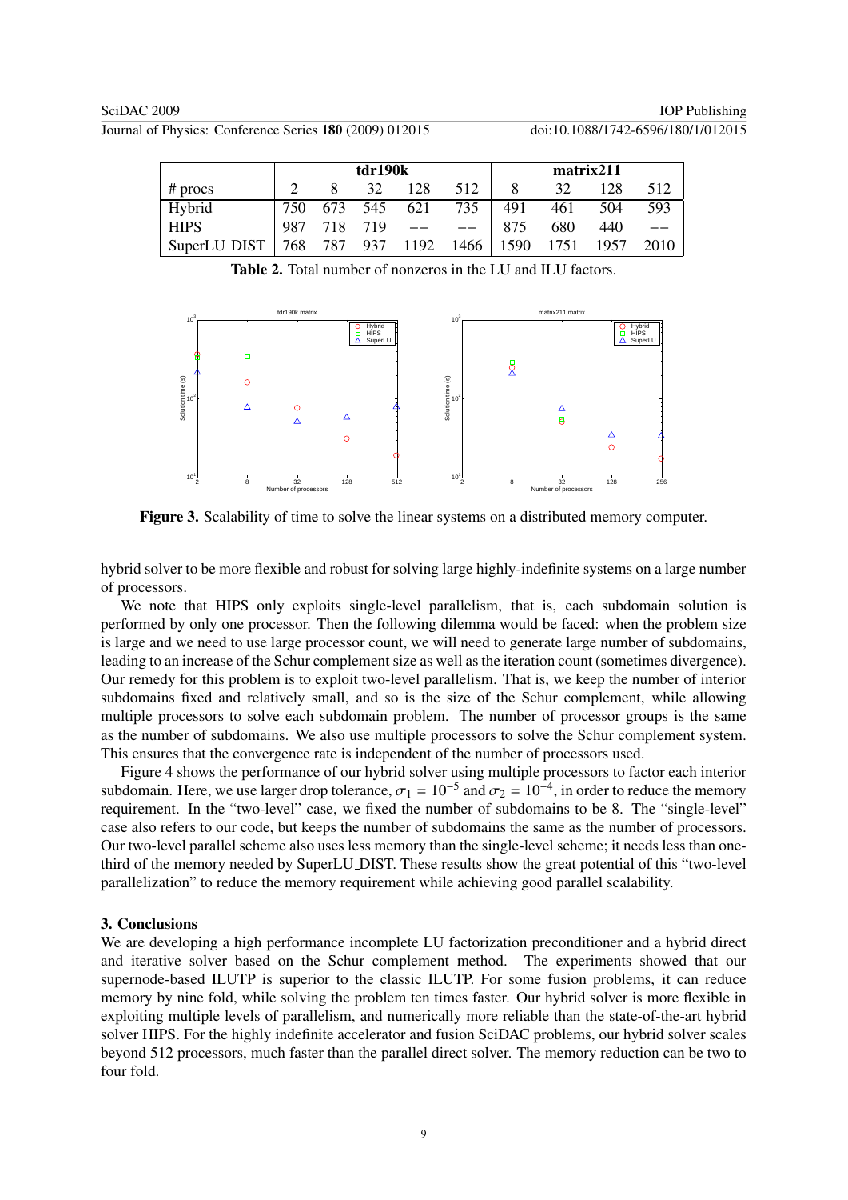| # procs | tdr190k | | | | | matrix211 | | | |
|---|---|---|---|---|---|---|---|---|---|
| | 2 | 8 | 32 | 128 | 512 | 8 | 32 | 128 | 512 |
| Hybrid | 750 | 673 | 545 | 621 | 735 | 491 | 461 | 504 | 593 |
| HIPS | 987 | 718 | 719 | −− | −− | 875 | 680 | 440 | −− |
| SuperLU_DIST | 768 | 787 | 937 | 1192 | 1466 | 1590 | 1751 | 1957 | 2010 |

**Table 2.** Total number of nonzeros in the LU and ILU factors.

tdr190k matrix
Hybrid
HIPS
SuperLU
Solution time (s)
Number of processors
$10^3$
$10^2$
$10^1$
2 8 32 128 512

matrix211 matrix
Hybrid
HIPS
SuperLU
Solution time (s)
Number of processors
$10^3$
$10^2$
$10^1$
2 8 32 128 256

**Figure 3.** Scalability of time to solve the linear systems on a distributed memory computer.

hybrid solver to be more flexible and robust for solving large highly-indefinite systems on a large number of processors.

We note that HIPS only exploits single-level parallelism, that is, each subdomain solution is performed by only one processor. Then the following dilemma would be faced: when the problem size is large and we need to use large processor count, we will need to generate large number of subdomains, leading to an increase of the Schur complement size as well as the iteration count (sometimes divergence). Our remedy for this problem is to exploit two-level parallelism. That is, we keep the number of interior subdomains fixed and relatively small, and so is the size of the Schur complement, while allowing multiple processors to solve each subdomain problem. The number of processor groups is the same as the number of subdomains. We also use multiple processors to solve the Schur complement system. This ensures that the convergence rate is independent of the number of processors used.

Figure 4 shows the performance of our hybrid solver using multiple processors to factor each interior subdomain. Here, we use larger drop tolerance, $\sigma_1 = 10^{-5}$ and $\sigma_2 = 10^{-4}$, in order to reduce the memory requirement. In the "two-level" case, we fixed the number of subdomains to be 8. The "single-level" case also refers to our code, but keeps the number of subdomains the same as the number of processors. Our two-level parallel scheme also uses less memory than the single-level scheme; it needs less than one-third of the memory needed by SuperLU_DIST. These results show the great potential of this "two-level parallelization" to reduce the memory requirement while achieving good parallel scalability.

## 3. Conclusions

We are developing a high performance incomplete LU factorization preconditioner and a hybrid direct and iterative solver based on the Schur complement method. The experiments showed that our supernode-based ILUTP is superior to the classic ILUTP. For some fusion problems, it can reduce memory by nine fold, while solving the problem ten times faster. Our hybrid solver is more flexible in exploiting multiple levels of parallelism, and numerically more reliable than the state-of-the-art hybrid solver HIPS. For the highly indefinite accelerator and fusion SciDAC problems, our hybrid solver scales beyond 512 processors, much faster than the parallel direct solver. The memory reduction can be two to four fold.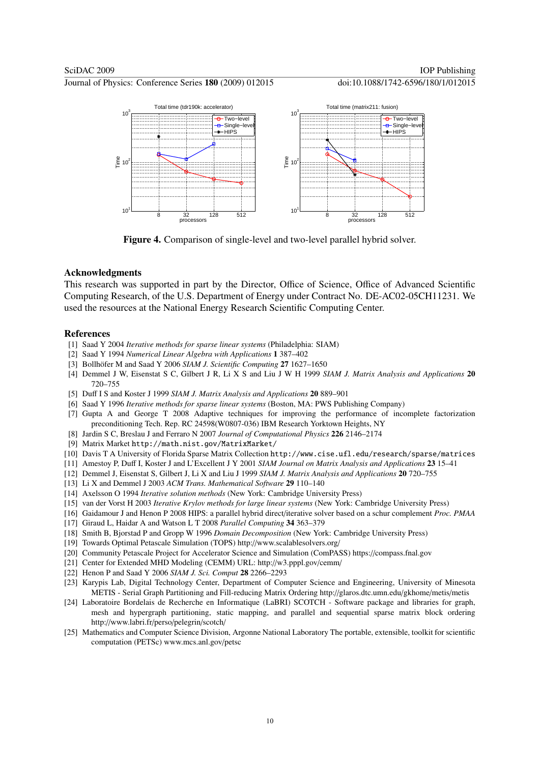Total time (tdr190k: accelerator)

Time

$10^3$

$10^2$

$10^1$

8 32 128 512

processors

Two−level
Single−level
HIPS

Total time (matrix211: fusion)

Time

$10^3$

$10^2$

$10^1$

8 32 128 512

processors

Two−level
Single−level
HIPS

**Figure 4.** Comparison of single-level and two-level parallel hybrid solver.

## Acknowledgments

This research was supported in part by the Director, Office of Science, Office of Advanced Scientific Computing Research, of the U.S. Department of Energy under Contract No. DE-AC02-05CH11231. We used the resources at the National Energy Research Scientific Computing Center.

## References

[1] Saad Y 2004 *Iterative methods for sparse linear systems* (Philadelphia: SIAM)

[2] Saad Y 1994 *Numerical Linear Algebra with Applications* **1** 387–402

[3] Bollhöfer M and Saad Y 2006 *SIAM J. Scientific Computing* **27** 1627–1650

[4] Demmel J W, Eisenstat S C, Gilbert J R, Li X S and Liu J W H 1999 *SIAM J. Matrix Analysis and Applications* **20** 720–755

[5] Duff I S and Koster J 1999 *SIAM J. Matrix Analysis and Applications* **20** 889–901

[6] Saad Y 1996 *Iterative methods for sparse linear systems* (Boston, MA: PWS Publishing Company)

[7] Gupta A and George T 2008 Adaptive techniques for improving the performance of incomplete factorization preconditioning Tech. Rep. RC 24598(W0807-036) IBM Research Yorktown Heights, NY

[8] Jardin S C, Breslau J and Ferraro N 2007 *Journal of Computational Physics* **226** 2146–2174

[9] Matrix Market `http://math.nist.gov/MatrixMarket/`

[10] Davis T A University of Florida Sparse Matrix Collection `http://www.cise.ufl.edu/research/sparse/matrices`

[11] Amestoy P, Duff I, Koster J and L'Excellent J Y 2001 *SIAM Journal on Matrix Analysis and Applications* **23** 15–41

[12] Demmel J, Eisenstat S, Gilbert J, Li X and Liu J 1999 *SIAM J. Matrix Analysis and Applications* **20** 720–755

[13] Li X and Demmel J 2003 *ACM Trans. Mathematical Software* **29** 110–140

[14] Axelsson O 1994 *Iterative solution methods* (New York: Cambridge University Press)

[15] van der Vorst H 2003 *Iterative Krylov methods for large linear systems* (New York: Cambridge University Press)

[16] Gaidamour J and Henon P 2008 HIPS: a parallel hybrid direct/iterative solver based on a schur complement *Proc. PMAA*

[17] Giraud L, Haidar A and Watson L T 2008 *Parallel Computing* **34** 363–379

[18] Smith B, Bjorstad P and Gropp W 1996 *Domain Decomposition* (New York: Cambridge University Press)

[19] Towards Optimal Petascale Simulation (TOPS) http://www.scalablesolvers.org/

[20] Community Petascale Project for Accelerator Science and Simulation (ComPASS) https://compass.fnal.gov

[21] Center for Extended MHD Modeling (CEMM) URL: http://w3.pppl.gov/cemm/

[22] Henon P and Saad Y 2006 *SIAM J. Sci. Comput* **28** 2266–2293

[23] Karypis Lab, Digital Technology Center, Department of Computer Science and Engineering, University of Minesota METIS - Serial Graph Partitioning and Fill-reducing Matrix Ordering http://glaros.dtc.umn.edu/gkhome/metis/metis

[24] Laboratoire Bordelais de Recherche en Informatique (LaBRI) SCOTCH - Software package and libraries for graph, mesh and hypergraph partitioning, static mapping, and parallel and sequential sparse matrix block ordering http://www.labri.fr/perso/pelegrin/scotch/

[25] Mathematics and Computer Science Division, Argonne National Laboratory The portable, extensible, toolkit for scientific computation (PETSc) www.mcs.anl.gov/petsc